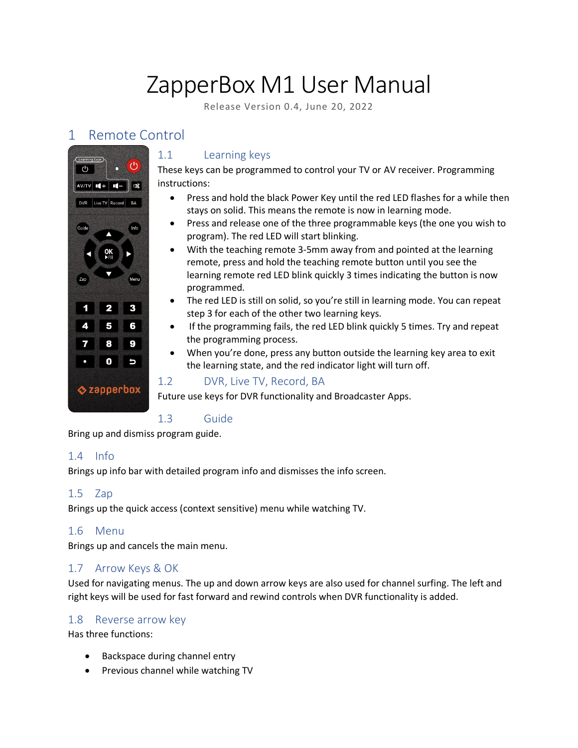# ZapperBox M1 User Manual

Release Version 0.4, June 20, 2022

## 1 Remote Control

### 1.1 Learning keys

These keys can be programmed to control your TV or AV receiver. Programming instructions:

- Press and hold the black Power Key until the red LED flashes for a while then stays on solid. This means the remote is now in learning mode.
- Press and release one of the three programmable keys (the one you wish to program). The red LED will start blinking.
- With the teaching remote 3-5mm away from and pointed at the learning remote, press and hold the teaching remote button until you see the learning remote red LED blink quickly 3 times indicating the button is now programmed.
- The red LED is still on solid, so you're still in learning mode. You can repeat step 3 for each of the other two learning keys.
- If the programming fails, the red LED blink quickly 5 times. Try and repeat the programming process.
- When you're done, press any button outside the learning key area to exit the learning state, and the red indicator light will turn off.

### 1.2 DVR, Live TV, Record, BA

Future use keys for DVR functionality and Broadcaster Apps.

### 1.3 Guide

Bring up and dismiss program guide.

### 1.4 Info

Brings up info bar with detailed program info and dismisses the info screen.

### 1.5 Zap

Brings up the quick access (context sensitive) menu while watching TV.

### 1.6 Menu

Brings up and cancels the main menu.

### 1.7 Arrow Keys & OK

Used for navigating menus. The up and down arrow keys are also used for channel surfing. The left and right keys will be used for fast forward and rewind controls when DVR functionality is added.

### 1.8 Reverse arrow key

Has three functions:

- Backspace during channel entry
- Previous channel while watching TV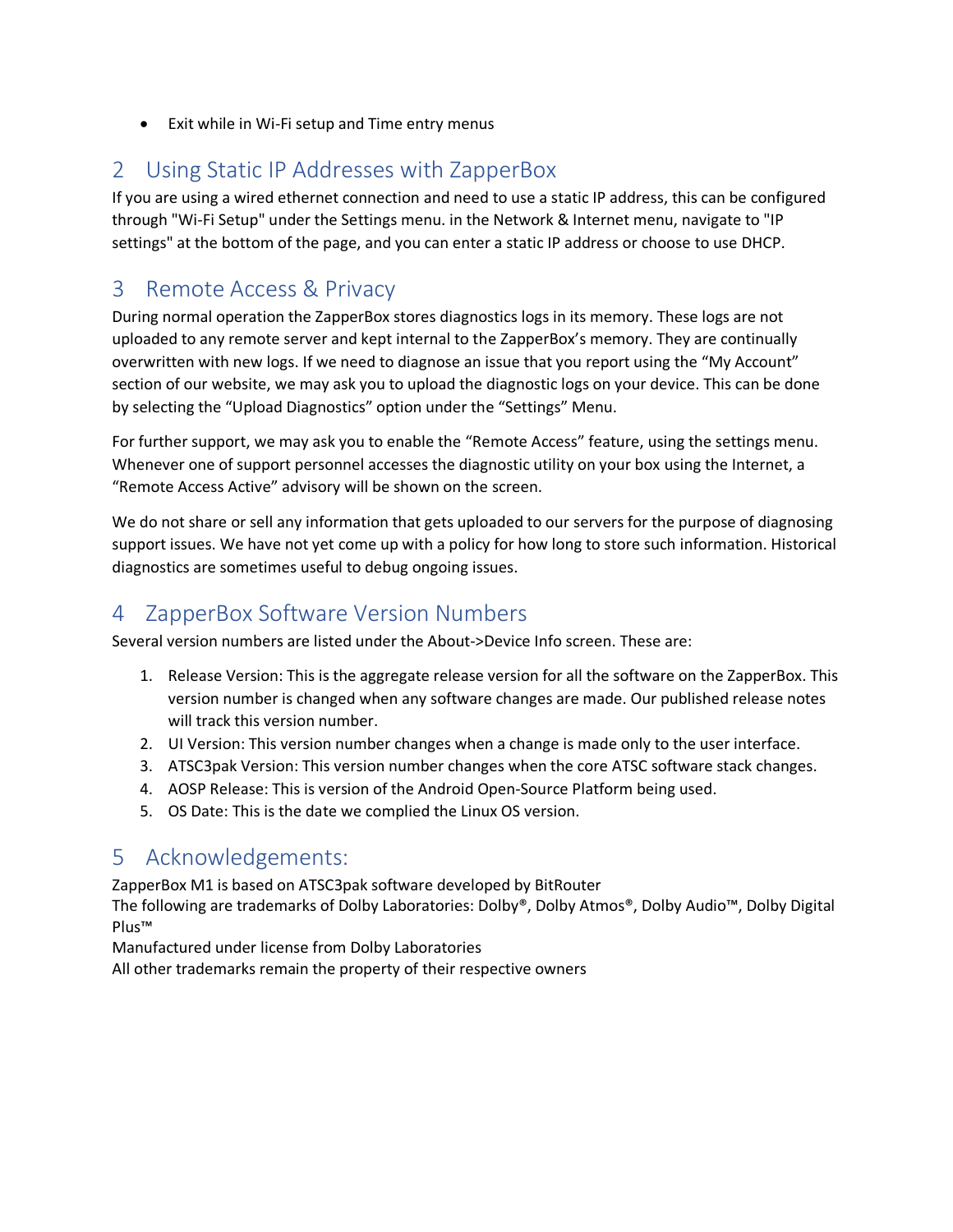- Exit while in Wi-Fi setup and Time entry menus

## 2 Using Static IP Addresses with ZapperBox

If you are using a wired ethernet connection and need to use a static IP address, this can be configured through "Wi-Fi Setup" under the Settings menu. in the Network & Internet menu, navigate to "IP settings" at the bottom of the page, and you can enter a static IP address or choose to use DHCP.

## 3 Remote Access & Privacy

During normal operation the ZapperBox stores diagnostics logs in its memory. These logs are not uploaded to any remote server and kept internal to the ZapperBox's memory. They are continually overwritten with new logs. If we need to diagnose an issue that you report using the "My Account" section of our website, we may ask you to upload the diagnostic logs on your device. This can be done by selecting the "Upload Diagnostics" option under the "Settings" Menu.

For further support, we may ask you to enable the "Remote Access" feature, using the settings menu. Whenever one of support personnel accesses the diagnostic utility on your box using the Internet, a "Remote Access Active" advisory will be shown on the screen.

We do not share or sell any information that gets uploaded to our servers for the purpose of diagnosing support issues. We have not yet come up with a policy for how long to store such information. Historical diagnostics are sometimes useful to debug ongoing issues.

## 4 ZapperBox Software Version Numbers

Several version numbers are listed under the About->Device Info screen. These are:

1. Release Version: This is the aggregate release version for all the software on the ZapperBox. This version number is changed when any software changes are made. Our published release notes will track this version number.
2. UI Version: This version number changes when a change is made only to the user interface.
3. ATSC3pak Version: This version number changes when the core ATSC software stack changes.
4. AOSP Release: This is version of the Android Open-Source Platform being used.
5. OS Date: This is the date we complied the Linux OS version.

## 5 Acknowledgements:

ZapperBox M1 is based on ATSC3pak software developed by BitRouter
The following are trademarks of Dolby Laboratories: Dolby®, Dolby Atmos®, Dolby Audio™, Dolby Digital Plus™
Manufactured under license from Dolby Laboratories
All other trademarks remain the property of their respective owners